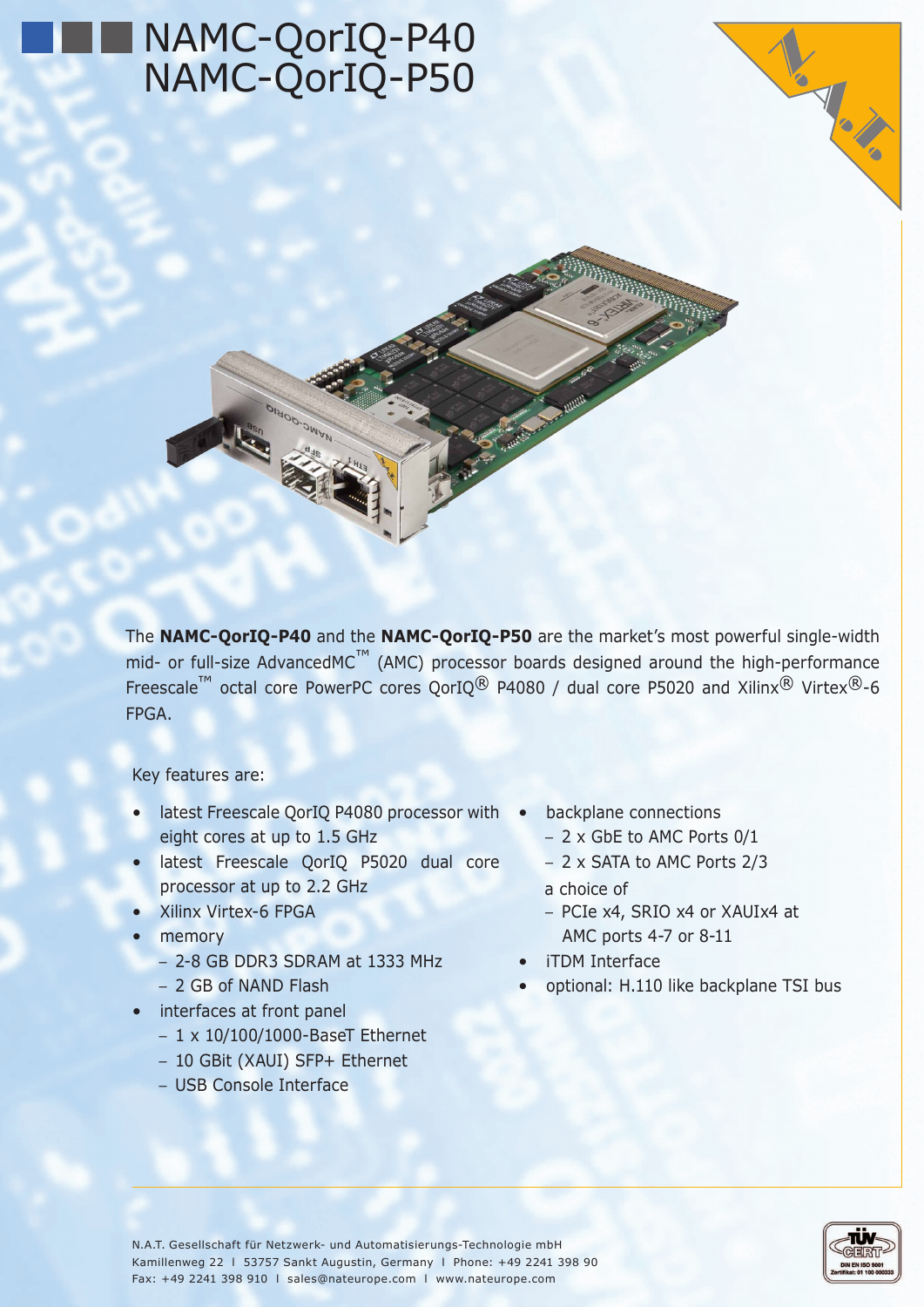# NAMC-QorIQ-P40
# NAMC-QorIQ-P50

The **NAMC-QorIQ-P40** and the **NAMC-QorIQ-P50** are the market's most powerful single-width mid- or full-size AdvancedMC™ (AMC) processor boards designed around the high-performance Freescale™ octal core PowerPC cores QorIQ® P4080 / dual core P5020 and Xilinx® Virtex®-6 FPGA.

Key features are:

- latest Freescale QorIQ P4080 processor with eight cores at up to 1.5 GHz
- latest Freescale QorIQ P5020 dual core processor at up to 2.2 GHz
- Xilinx Virtex-6 FPGA
- memory
  - 2-8 GB DDR3 SDRAM at 1333 MHz
  - 2 GB of NAND Flash
- interfaces at front panel
  - 1 x 10/100/1000-BaseT Ethernet
  - 10 GBit (XAUI) SFP+ Ethernet
  - USB Console Interface
- backplane connections
  - 2 x GbE to AMC Ports 0/1
  - 2 x SATA to AMC Ports 2/3

  a choice of
  - PCIe x4, SRIO x4 or XAUIx4 at AMC ports 4-7 or 8-11
- iTDM Interface
- optional: H.110 like backplane TSI bus

N.A.T. Gesellschaft für Netzwerk- und Automatisierungs-Technologie mbH
Kamillenweg 22 I 53757 Sankt Augustin, Germany I Phone: +49 2241 398 90
Fax: +49 2241 398 910 I sales@nateurope.com I www.nateurope.com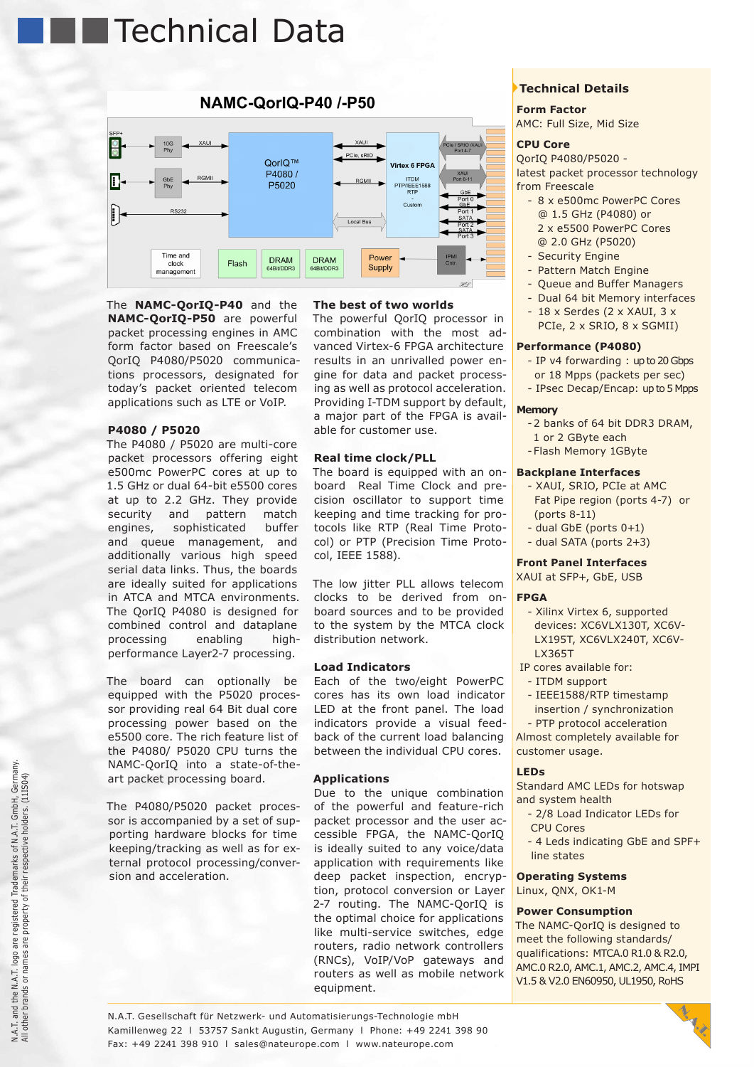# Technical Data

## NAMC-QorIQ-P40 /-P50

SFP+
10G Phy
XAUI
GbE Phy
RGMII
RS232
QorIQ™ P4080 / P5020
XAUI
PCIe, sRIO
RGMII
Local Bus
Virtex 6 FPGA
ITDM
PTP/IEEE1588
RTP
-
Custom
PCIe / SRIO /XAUI Port 4-7
XAUI Port 8-11
GbE Port 0
GbE Port 1
SATA Port 2
SATA Port 3
Time and clock management
Flash
DRAM 64Bit/DDR3
DRAM 64Bit/DDR3
Power Supply
IPMI Cntr.

The **NAMC-QorIQ-P40** and the **NAMC-QorIQ-P50** are powerful packet processing engines in AMC form factor based on Freescale's QorIQ P4080/P5020 communications processors, designated for today's packet oriented telecom applications such as LTE or VoIP.

### P4080 / P5020

The P4080 / P5020 are multi-core packet processors offering eight e500mc PowerPC cores at up to 1.5 GHz or dual 64-bit e5500 cores at up to 2.2 GHz. They provide security and pattern match engines, sophisticated buffer and queue management, and additionally various high speed serial data links. Thus, the boards are ideally suited for applications in ATCA and MTCA environments. The QorIQ P4080 is designed for combined control and dataplane processing enabling high-performance Layer2-7 processing.

The board can optionally be equipped with the P5020 processor providing real 64 Bit dual core processing power based on the e5500 core. The rich feature list of the P4080/ P5020 CPU turns the NAMC-QorIQ into a state-of-the-art packet processing board.

The P4080/P5020 packet processor is accompanied by a set of supporting hardware blocks for time keeping/tracking as well as for external protocol processing/conversion and acceleration.

### The best of two worlds

The powerful QorIQ processor in combination with the most advanced Virtex-6 FPGA architecture results in an unrivalled power engine for data and packet processing as well as protocol acceleration. Providing I-TDM support by default, a major part of the FPGA is available for customer use.

### Real time clock/PLL

The board is equipped with an onboard Real Time Clock and precision oscillator to support time keeping and time tracking for protocols like RTP (Real Time Protocol) or PTP (Precision Time Protocol, IEEE 1588).

The low jitter PLL allows telecom clocks to be derived from onboard sources and to be provided to the system by the MTCA clock distribution network.

### Load Indicators

Each of the two/eight PowerPC cores has its own load indicator LED at the front panel. The load indicators provide a visual feedback of the current load balancing between the individual CPU cores.

### Applications

Due to the unique combination of the powerful and feature-rich packet processor and the user accessible FPGA, the NAMC-QorIQ is ideally suited to any voice/data application with requirements like deep packet inspection, encryption, protocol conversion or Layer 2-7 routing. The NAMC-QorIQ is the optimal choice for applications like multi-service switches, edge routers, radio network controllers (RNCs), VoIP/VoP gateways and routers as well as mobile network equipment.

## Technical Details

**Form Factor**
AMC: Full Size, Mid Size

**CPU Core**
QorIQ P4080/P5020 - latest packet processor technology from Freescale
- 8 x e500mc PowerPC Cores @ 1.5 GHz (P4080) or 2 x e5500 PowerPC Cores @ 2.0 GHz (P5020)
- Security Engine
- Pattern Match Engine
- Queue and Buffer Managers
- Dual 64 bit Memory interfaces
- 18 x Serdes (2 x XAUI, 3 x PCIe, 2 x SRIO, 8 x SGMII)

**Performance (P4080)**
- IP v4 forwarding : up to 20 Gbps or 18 Mpps (packets per sec)
- IPsec Decap/Encap: up to 5 Mpps

**Memory**
- 2 banks of 64 bit DDR3 DRAM, 1 or 2 GByte each
- Flash Memory 1GByte

**Backplane Interfaces**
- XAUI, SRIO, PCIe at AMC Fat Pipe region (ports 4-7) or (ports 8-11)
- dual GbE (ports 0+1)
- dual SATA (ports 2+3)

**Front Panel Interfaces**
XAUI at SFP+, GbE, USB

**FPGA**
- Xilinx Virtex 6, supported devices: XC6VLX130T, XC6V-LX195T, XC6VLX240T, XC6V-LX365T

IP cores available for:
- ITDM support
- IEEE1588/RTP timestamp insertion / synchronization
- PTP protocol acceleration

Almost completely available for customer usage.

**LEDs**
Standard AMC LEDs for hotswap and system health
- 2/8 Load Indicator LEDs for CPU Cores
- 4 Leds indicating GbE and SPF+ line states

**Operating Systems**
Linux, QNX, OK1-M

**Power Consumption**
The NAMC-QorIQ is designed to meet the following standards/qualifications: MTCA.0 R1.0 & R2.0, AMC.0 R2.0, AMC.1, AMC.2, AMC.4, IMPI V1.5 & V2.0 EN60950, UL1950, RoHS

N.A.T. Gesellschaft für Netzwerk- und Automatisierungs-Technologie mbH
Kamillenweg 22 I 53757 Sankt Augustin, Germany I Phone: +49 2241 398 90
Fax: +49 2241 398 910 I sales@nateurope.com I www.nateurope.com

N.A.T. and the N.A.T. logo are registered Trademarks of N.A.T. GmbH, Germany.
All other brands or names are property of their respective holders. (11S04)